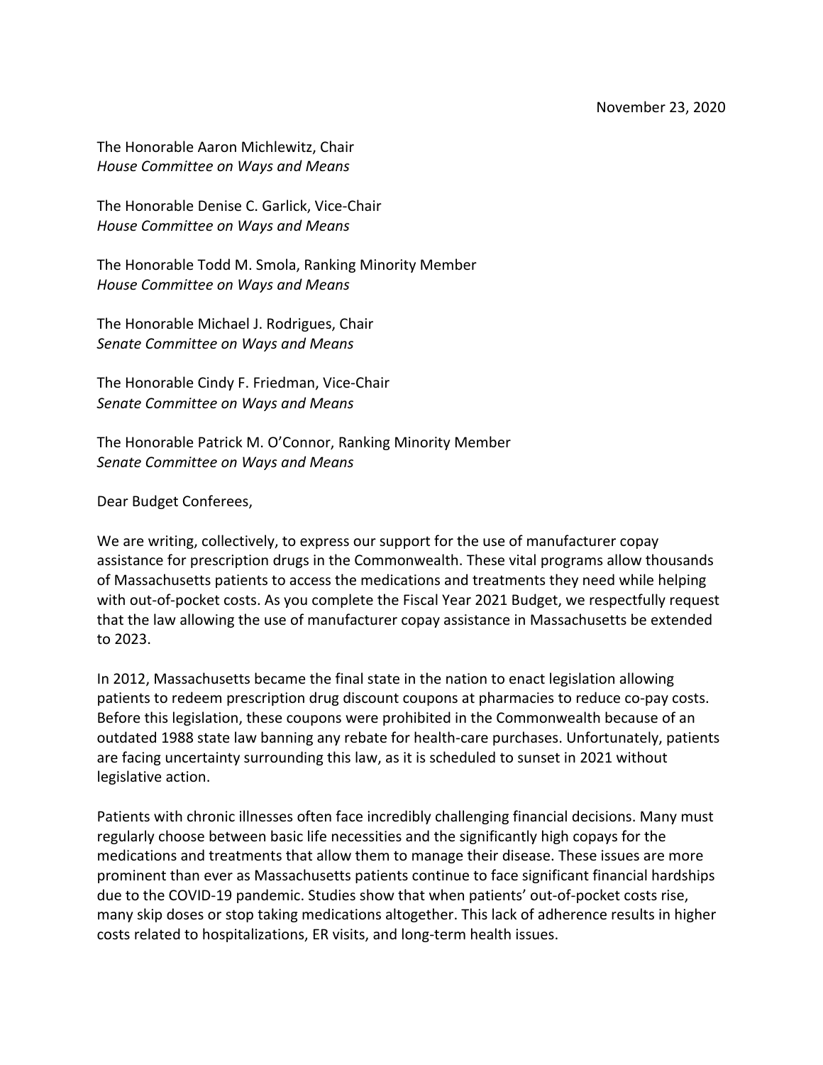November 23, 2020

The Honorable Aaron Michlewitz, Chair
*House Committee on Ways and Means*

The Honorable Denise C. Garlick, Vice-Chair
*House Committee on Ways and Means*

The Honorable Todd M. Smola, Ranking Minority Member
*House Committee on Ways and Means*

The Honorable Michael J. Rodrigues, Chair
*Senate Committee on Ways and Means*

The Honorable Cindy F. Friedman, Vice-Chair
*Senate Committee on Ways and Means*

The Honorable Patrick M. O'Connor, Ranking Minority Member
*Senate Committee on Ways and Means*

Dear Budget Conferees,

We are writing, collectively, to express our support for the use of manufacturer copay assistance for prescription drugs in the Commonwealth. These vital programs allow thousands of Massachusetts patients to access the medications and treatments they need while helping with out-of-pocket costs. As you complete the Fiscal Year 2021 Budget, we respectfully request that the law allowing the use of manufacturer copay assistance in Massachusetts be extended to 2023.

In 2012, Massachusetts became the final state in the nation to enact legislation allowing patients to redeem prescription drug discount coupons at pharmacies to reduce co-pay costs. Before this legislation, these coupons were prohibited in the Commonwealth because of an outdated 1988 state law banning any rebate for health-care purchases. Unfortunately, patients are facing uncertainty surrounding this law, as it is scheduled to sunset in 2021 without legislative action.

Patients with chronic illnesses often face incredibly challenging financial decisions. Many must regularly choose between basic life necessities and the significantly high copays for the medications and treatments that allow them to manage their disease. These issues are more prominent than ever as Massachusetts patients continue to face significant financial hardships due to the COVID-19 pandemic. Studies show that when patients' out-of-pocket costs rise, many skip doses or stop taking medications altogether. This lack of adherence results in higher costs related to hospitalizations, ER visits, and long-term health issues.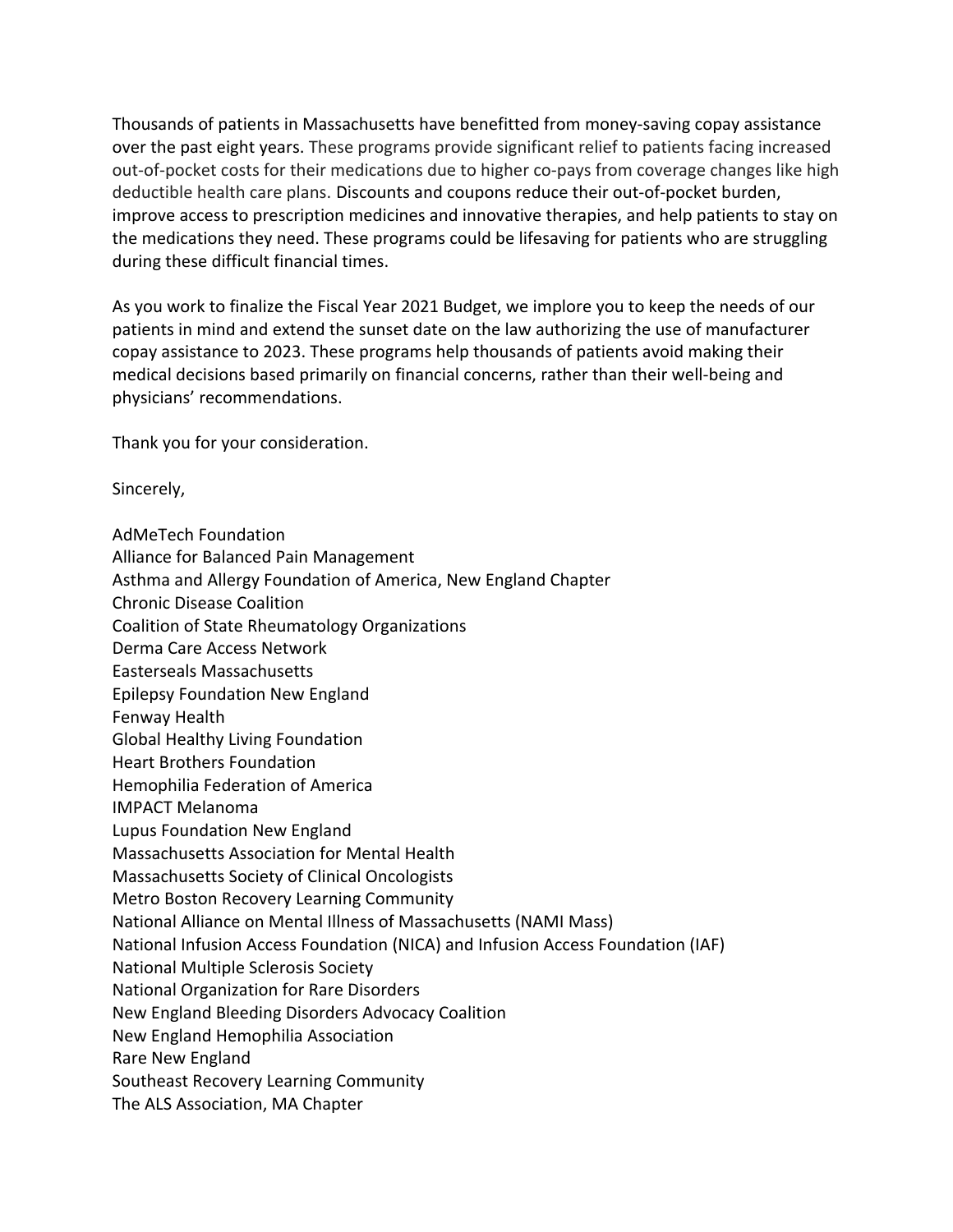Thousands of patients in Massachusetts have benefitted from money-saving copay assistance over the past eight years. These programs provide significant relief to patients facing increased out-of-pocket costs for their medications due to higher co-pays from coverage changes like high deductible health care plans. Discounts and coupons reduce their out-of-pocket burden, improve access to prescription medicines and innovative therapies, and help patients to stay on the medications they need. These programs could be lifesaving for patients who are struggling during these difficult financial times.

As you work to finalize the Fiscal Year 2021 Budget, we implore you to keep the needs of our patients in mind and extend the sunset date on the law authorizing the use of manufacturer copay assistance to 2023. These programs help thousands of patients avoid making their medical decisions based primarily on financial concerns, rather than their well-being and physicians' recommendations.

Thank you for your consideration.

Sincerely,

AdMeTech Foundation
Alliance for Balanced Pain Management
Asthma and Allergy Foundation of America, New England Chapter
Chronic Disease Coalition
Coalition of State Rheumatology Organizations
Derma Care Access Network
Easterseals Massachusetts
Epilepsy Foundation New England
Fenway Health
Global Healthy Living Foundation
Heart Brothers Foundation
Hemophilia Federation of America
IMPACT Melanoma
Lupus Foundation New England
Massachusetts Association for Mental Health
Massachusetts Society of Clinical Oncologists
Metro Boston Recovery Learning Community
National Alliance on Mental Illness of Massachusetts (NAMI Mass)
National Infusion Access Foundation (NICA) and Infusion Access Foundation (IAF)
National Multiple Sclerosis Society
National Organization for Rare Disorders
New England Bleeding Disorders Advocacy Coalition
New England Hemophilia Association
Rare New England
Southeast Recovery Learning Community
The ALS Association, MA Chapter